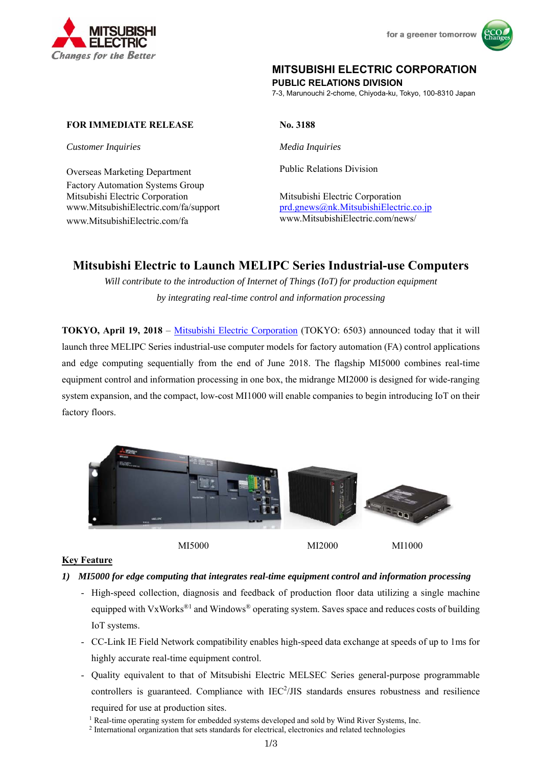**MITSUBISHI ELECTRIC CORPORATION**
**PUBLIC RELATIONS DIVISION**
7-3, Marunouchi 2-chome, Chiyoda-ku, Tokyo, 100-8310 Japan

**FOR IMMEDIATE RELEASE**

**No. 3188**

*Customer Inquiries*

Overseas Marketing Department
Factory Automation Systems Group
Mitsubishi Electric Corporation
www.MitsubishiElectric.com/fa/support
www.MitsubishiElectric.com/fa

*Media Inquiries*

Public Relations Division

Mitsubishi Electric Corporation
prd.gnews@nk.MitsubishiElectric.co.jp
www.MitsubishiElectric.com/news/

# Mitsubishi Electric to Launch MELIPC Series Industrial-use Computers

*Will contribute to the introduction of Internet of Things (IoT) for production equipment by integrating real-time control and information processing*

**TOKYO, April 19, 2018** – Mitsubishi Electric Corporation (TOKYO: 6503) announced today that it will launch three MELIPC Series industrial-use computer models for factory automation (FA) control applications and edge computing sequentially from the end of June 2018. The flagship MI5000 combines real-time equipment control and information processing in one box, the midrange MI2000 is designed for wide-ranging system expansion, and the compact, low-cost MI1000 will enable companies to begin introducing IoT on their factory floors.

MI5000 MI2000 MI1000

**Key Feature**

***1) MI5000 for edge computing that integrates real-time equipment control and information processing***

- High-speed collection, diagnosis and feedback of production floor data utilizing a single machine equipped with VxWorks®[1] and Windows® operating system. Saves space and reduces costs of building IoT systems.
- CC-Link IE Field Network compatibility enables high-speed data exchange at speeds of up to 1ms for highly accurate real-time equipment control.
- Quality equivalent to that of Mitsubishi Electric MELSEC Series general-purpose programmable controllers is guaranteed. Compliance with IEC[2]/JIS standards ensures robustness and resilience required for use at production sites.

[1] Real-time operating system for embedded systems developed and sold by Wind River Systems, Inc.
[2] International organization that sets standards for electrical, electronics and related technologies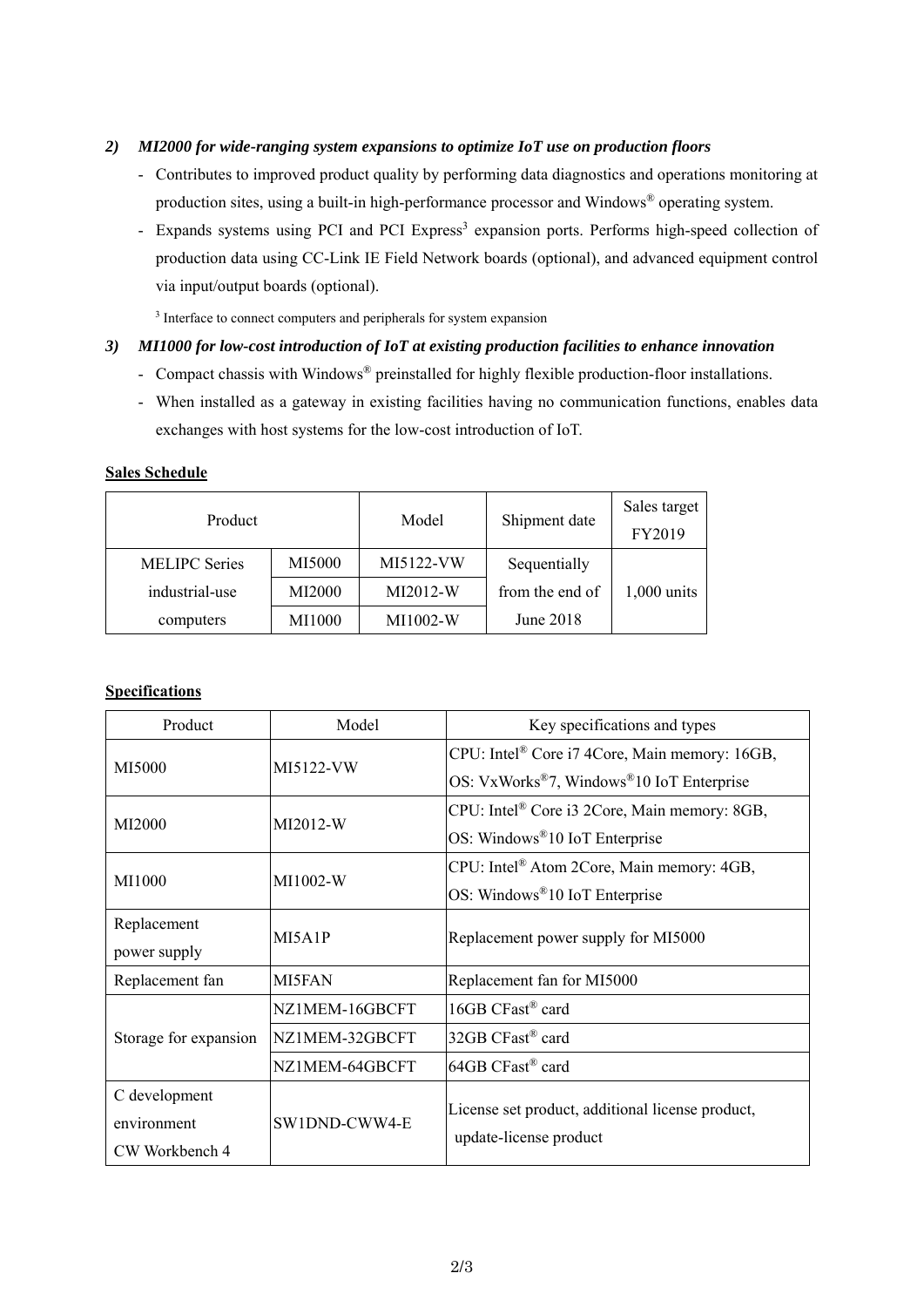### 2) *MI2000 for wide-ranging system expansions to optimize IoT use on production floors*

- Contributes to improved product quality by performing data diagnostics and operations monitoring at production sites, using a built-in high-performance processor and Windows® operating system.
- Expands systems using PCI and PCI Express[3] expansion ports. Performs high-speed collection of production data using CC-Link IE Field Network boards (optional), and advanced equipment control via input/output boards (optional).

[3] Interface to connect computers and peripherals for system expansion

### 3) *MI1000 for low-cost introduction of IoT at existing production facilities to enhance innovation*

- Compact chassis with Windows® preinstalled for highly flexible production-floor installations.
- When installed as a gateway in existing facilities having no communication functions, enables data exchanges with host systems for the low-cost introduction of IoT.

**Sales Schedule**

| Product | | Model | Shipment date | Sales target FY2019 |
|---|---|---|---|---|
| MELIPC Series industrial-use computers | MI5000 | MI5122-VW | Sequentially from the end of June 2018 | 1,000 units |
| | MI2000 | MI2012-W | | |
| | MI1000 | MI1002-W | | |

**Specifications**

| Product | Model | Key specifications and types |
|---|---|---|
| MI5000 | MI5122-VW | CPU: Intel® Core i7 4Core, Main memory: 16GB, OS: VxWorks®7, Windows®10 IoT Enterprise |
| MI2000 | MI2012-W | CPU: Intel® Core i3 2Core, Main memory: 8GB, OS: Windows®10 IoT Enterprise |
| MI1000 | MI1002-W | CPU: Intel® Atom 2Core, Main memory: 4GB, OS: Windows®10 IoT Enterprise |
| Replacement power supply | MI5A1P | Replacement power supply for MI5000 |
| Replacement fan | MI5FAN | Replacement fan for MI5000 |
| Storage for expansion | NZ1MEM-16GBCFT | 16GB CFast® card |
| | NZ1MEM-32GBCFT | 32GB CFast® card |
| | NZ1MEM-64GBCFT | 64GB CFast® card |
| C development environment CW Workbench 4 | SW1DND-CWW4-E | License set product, additional license product, update-license product |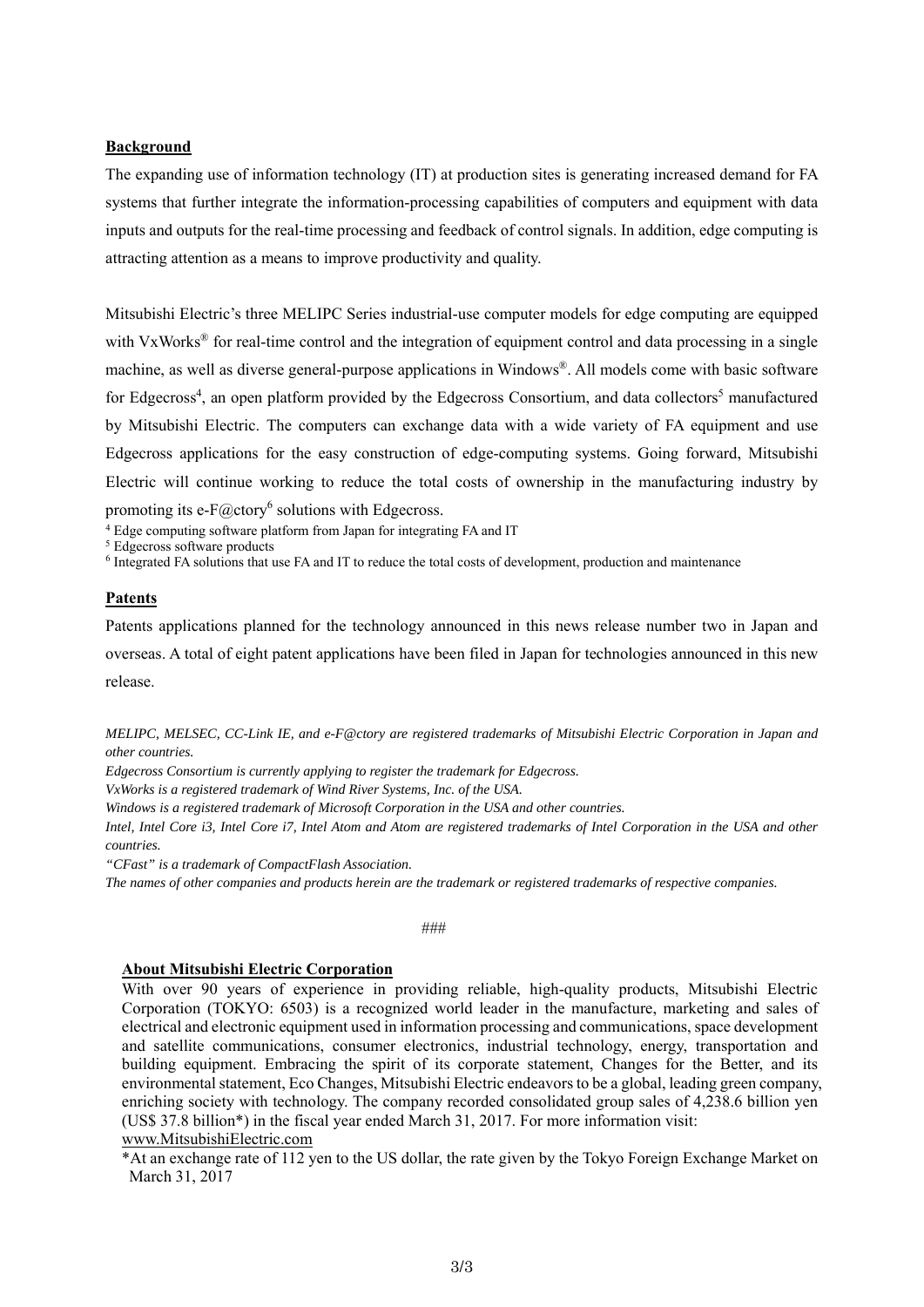**Background**

The expanding use of information technology (IT) at production sites is generating increased demand for FA systems that further integrate the information-processing capabilities of computers and equipment with data inputs and outputs for the real-time processing and feedback of control signals. In addition, edge computing is attracting attention as a means to improve productivity and quality.

Mitsubishi Electric's three MELIPC Series industrial-use computer models for edge computing are equipped with VxWorks® for real-time control and the integration of equipment control and data processing in a single machine, as well as diverse general-purpose applications in Windows®. All models come with basic software for Edgecross[4], an open platform provided by the Edgecross Consortium, and data collectors[5] manufactured by Mitsubishi Electric. The computers can exchange data with a wide variety of FA equipment and use Edgecross applications for the easy construction of edge-computing systems. Going forward, Mitsubishi Electric will continue working to reduce the total costs of ownership in the manufacturing industry by promoting its e-F@ctory[6] solutions with Edgecross.

[4] Edge computing software platform from Japan for integrating FA and IT
[5] Edgecross software products
[6] Integrated FA solutions that use FA and IT to reduce the total costs of development, production and maintenance

**Patents**

Patents applications planned for the technology announced in this news release number two in Japan and overseas. A total of eight patent applications have been filed in Japan for technologies announced in this new release.

*MELIPC, MELSEC, CC-Link IE, and e-F@ctory are registered trademarks of Mitsubishi Electric Corporation in Japan and other countries.*

*Edgecross Consortium is currently applying to register the trademark for Edgecross.*

*VxWorks is a registered trademark of Wind River Systems, Inc. of the USA.*

*Windows is a registered trademark of Microsoft Corporation in the USA and other countries.*

*Intel, Intel Core i3, Intel Core i7, Intel Atom and Atom are registered trademarks of Intel Corporation in the USA and other countries.*

*"CFast" is a trademark of CompactFlash Association.*

*The names of other companies and products herein are the trademark or registered trademarks of respective companies.*

###

**About Mitsubishi Electric Corporation**

With over 90 years of experience in providing reliable, high-quality products, Mitsubishi Electric Corporation (TOKYO: 6503) is a recognized world leader in the manufacture, marketing and sales of electrical and electronic equipment used in information processing and communications, space development and satellite communications, consumer electronics, industrial technology, energy, transportation and building equipment. Embracing the spirit of its corporate statement, Changes for the Better, and its environmental statement, Eco Changes, Mitsubishi Electric endeavors to be a global, leading green company, enriching society with technology. The company recorded consolidated group sales of 4,238.6 billion yen (US$ 37.8 billion*) in the fiscal year ended March 31, 2017. For more information visit:
www.MitsubishiElectric.com

*At an exchange rate of 112 yen to the US dollar, the rate given by the Tokyo Foreign Exchange Market on March 31, 2017